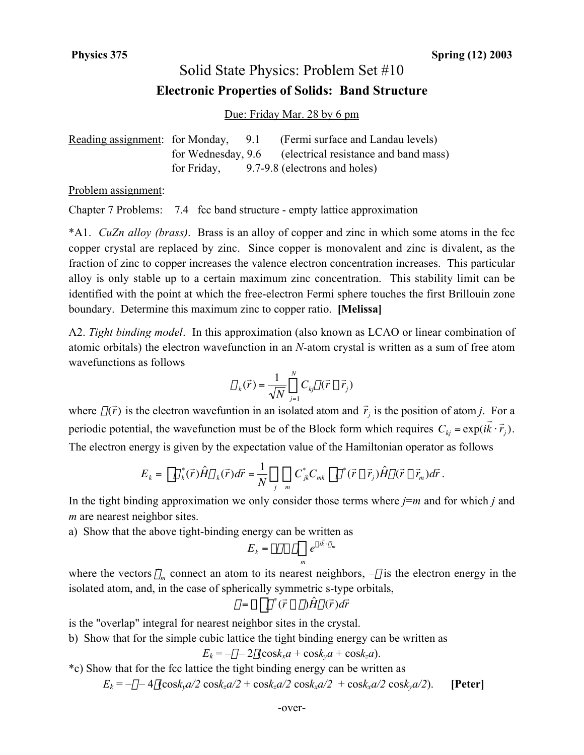**Physics 375** **Spring (12) 2003**

# Solid State Physics: Problem Set #10

## Electronic Properties of Solids: Band Structure

Due: Friday Mar. 28 by 6 pm

Reading assignment: for Monday, 9.1 (Fermi surface and Landau levels)
for Wednesday, 9.6 (electrical resistance and band mass)
for Friday, 9.7-9.8 (electrons and holes)

Problem assignment:

Chapter 7 Problems: 7.4 fcc band structure - empty lattice approximation

*A1. *CuZn alloy (brass)*. Brass is an alloy of copper and zinc in which some atoms in the fcc copper crystal are replaced by zinc. Since copper is monovalent and zinc is divalent, as the fraction of zinc to copper increases the valence electron concentration increases. This particular alloy is only stable up to a certain maximum zinc concentration. This stability limit can be identified with the point at which the free-electron Fermi sphere touches the first Brillouin zone boundary. Determine this maximum zinc to copper ratio. **[Melissa]**

A2. *Tight binding model*. In this approximation (also known as LCAO or linear combination of atomic orbitals) the electron wavefunction in an $N$-atom crystal is written as a sum of free atom wavefunctions as follows

$$\psi_k(\vec{r}) = \frac{1}{\sqrt{N}} \sum_{j=1}^{N} C_{kj} \phi(\vec{r} - \vec{r}_j)$$

where $\phi(\vec{r})$ is the electron wavefuntion in an isolated atom and $\vec{r}_j$ is the position of atom $j$. For a periodic potential, the wavefunction must be of the Block form which requires $C_{kj} = \exp(i\vec{k} \cdot \vec{r}_j)$. The electron energy is given by the expectation value of the Hamiltonian operator as follows

$$E_k = \int \psi_k^*(\vec{r}) \hat{H} \psi_k(\vec{r}) d\vec{r} = \frac{1}{N} \sum_j \sum_m C_{jk}^* C_{mk} \int \phi^*(\vec{r} - \vec{r}_j) \hat{H} \phi(\vec{r} - \vec{r}_m) d\vec{r}\,.$$

In the tight binding approximation we only consider those terms where $j$=$m$ and for which $j$ and $m$ are nearest neighbor sites.

a) Show that the above tight-binding energy can be written as

$$E_k = -\alpha - \gamma \sum_m e^{-i\vec{k} \cdot \vec{\rho}_m}$$

where the vectors $\vec{\rho}_m$ connect an atom to its nearest neighbors, $-\alpha$ is the electron energy in the isolated atom, and, in the case of spherically symmetric s-type orbitals,

$$\gamma = -\int \phi^*(\vec{r} - \vec{\rho}) \hat{H} \phi(\vec{r}) d\vec{r}$$

is the "overlap" integral for nearest neighbor sites in the crystal.

b) Show that for the simple cubic lattice the tight binding energy can be written as

$$E_k = -\alpha - 2\gamma(\cos k_x a + \cos k_y a + \cos k_z a).$$

*c) Show that for the fcc lattice the tight binding energy can be written as

$$E_k = -\alpha - 4\gamma(\cos k_y a/2 \, \cos k_z a/2 + \cos k_z a/2 \, \cos k_x a/2 + \cos k_x a/2 \, \cos k_y a/2).$$ **[Peter]**

-over-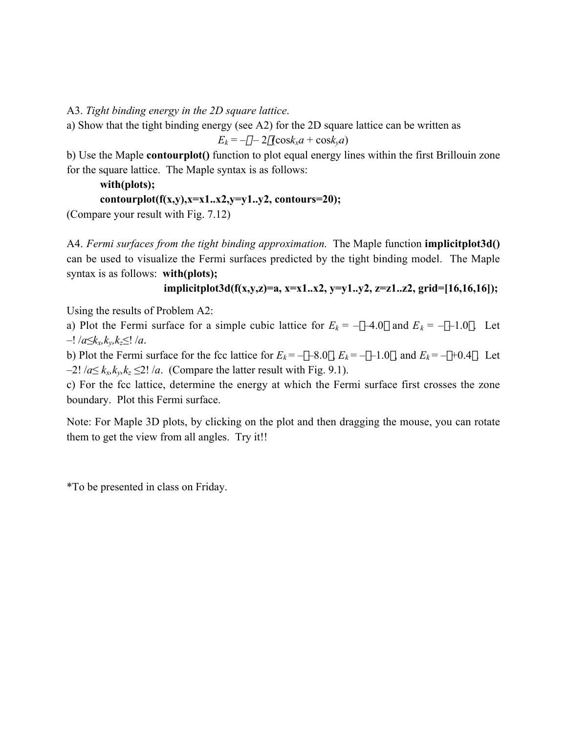A3. *Tight binding energy in the 2D square lattice.*

a) Show that the tight binding energy (see A2) for the 2D square lattice can be written as

$E_k$ = –□– 2□(cos $k_x a$ + cos $k_y a$)

b) Use the Maple **contourplot()** function to plot equal energy lines within the first Brillouin zone for the square lattice. The Maple syntax is as follows:

```
with(plots);
contourplot(f(x,y),x=x1..x2,y=y1..y2, contours=20);
```

(Compare your result with Fig. 7.12)

A4. *Fermi surfaces from the tight binding approximation.* The Maple function **implicitplot3d()** can be used to visualize the Fermi surfaces predicted by the tight binding model. The Maple syntax is as follows: **with(plots);**

```
implicitplot3d(f(x,y,z)=a, x=x1..x2, y=y1..y2, z=z1..z2, grid=[16,16,16]);
```

Using the results of Problem A2:

a) Plot the Fermi surface for a simple cubic lattice for $E_k$ = –□–4.0□ and $E_k$ = –□–1.0□. Let –! /$a$≤$k_x$,$k_y$,$k_z$≤! /$a$.

b) Plot the Fermi surface for the fcc lattice for $E_k$ = –□–8.0□, $E_k$ = –□–1.0□, and $E_k$ = –□+0.4□. Let –2! /$a$≤ $k_x$,$k_y$,$k_z$ ≤2! /$a$. (Compare the latter result with Fig. 9.1).

c) For the fcc lattice, determine the energy at which the Fermi surface first crosses the zone boundary. Plot this Fermi surface.

Note: For Maple 3D plots, by clicking on the plot and then dragging the mouse, you can rotate them to get the view from all angles. Try it!!

*To be presented in class on Friday.